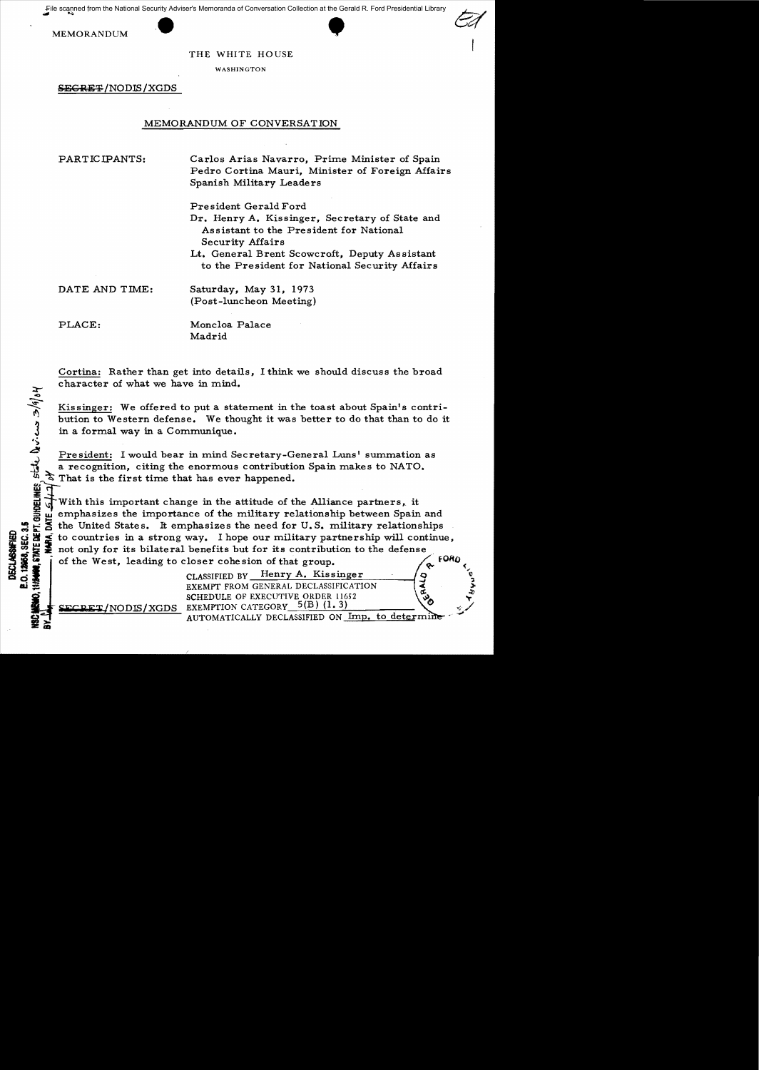File scanned from the National Security Adviser's Memoranda of Conversation Collection at the Gerald R. Ford Presidential Library

MEMORANDUM

THE WHITE HOUSE

WASHINGTON

~~SECRET~~/NODIS/XGDS

## MEMORANDUM OF CONVERSATION

PARTICIPANTS: Carlos Arias Navarro, Prime Minister of Spain
Pedro Cortina Mauri, Minister of Foreign Affairs
Spanish Military Leaders

President Gerald Ford
Dr. Henry A. Kissinger, Secretary of State and Assistant to the President for National Security Affairs
Lt. General Brent Scowcroft, Deputy Assistant to the President for National Security Affairs

DATE AND TIME: Saturday, May 31, 1973
(Post-luncheon Meeting)

PLACE: Moncloa Palace
Madrid

Cortina: Rather than get into details, I think we should discuss the broad character of what we have in mind.

Kissinger: We offered to put a statement in the toast about Spain's contribution to Western defense. We thought it was better to do that than to do it in a formal way in a Communique.

President: I would bear in mind Secretary-General Luns' summation as a recognition, citing the enormous contribution Spain makes to NATO. That is the first time that has ever happened.

With this important change in the attitude of the Alliance partners, it emphasizes the importance of the military relationship between Spain and the United States. It emphasizes the need for U.S. military relationships to countries in a strong way. I hope our military partnership will continue, not only for its bilateral benefits but for its contribution to the defense of the West, leading to closer cohesion of that group.

CLASSIFIED BY Henry A. Kissinger
EXEMPT FROM GENERAL DECLASSIFICATION SCHEDULE OF EXECUTIVE ORDER 11652
EXEMPTION CATEGORY 5(B) (1.3)
AUTOMATICALLY DECLASSIFIED ON Imp. to determine

~~SECRET~~/NODIS/XGDS

DECLASSIFIED
E.O. 12958, SEC. 3.5
NSC MEMO, 11/24/98, STATE DEPT. GUIDELINES State Rev. 3/9/04
BY , NARA, DATE 5/27/04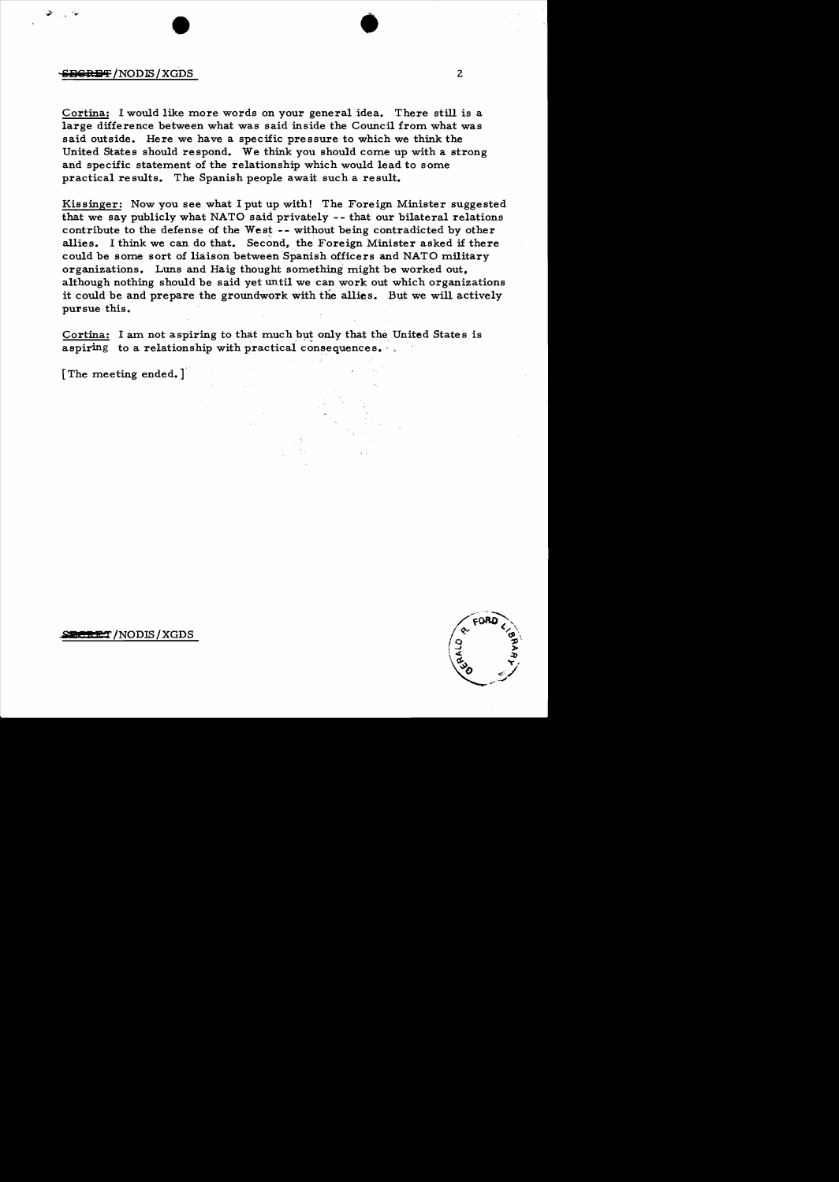Cortina: I would like more words on your general idea. There still is a large difference between what was said inside the Council from what was said outside. Here we have a specific pressure to which we think the United States should respond. We think you should come up with a strong and specific statement of the relationship which would lead to some practical results. The Spanish people await such a result.

Kissinger: Now you see what I put up with! The Foreign Minister suggested that we say publicly what NATO said privately -- that our bilateral relations contribute to the defense of the West -- without being contradicted by other allies. I think we can do that. Second, the Foreign Minister asked if there could be some sort of liaison between Spanish officers and NATO military organizations. Luns and Haig thought something might be worked out, although nothing should be said yet until we can work out which organizations it could be and prepare the groundwork with the allies. But we will actively pursue this.

Cortina: I am not aspiring to that much but only that the United States is aspiring to a relationship with practical consequences.

[The meeting ended.]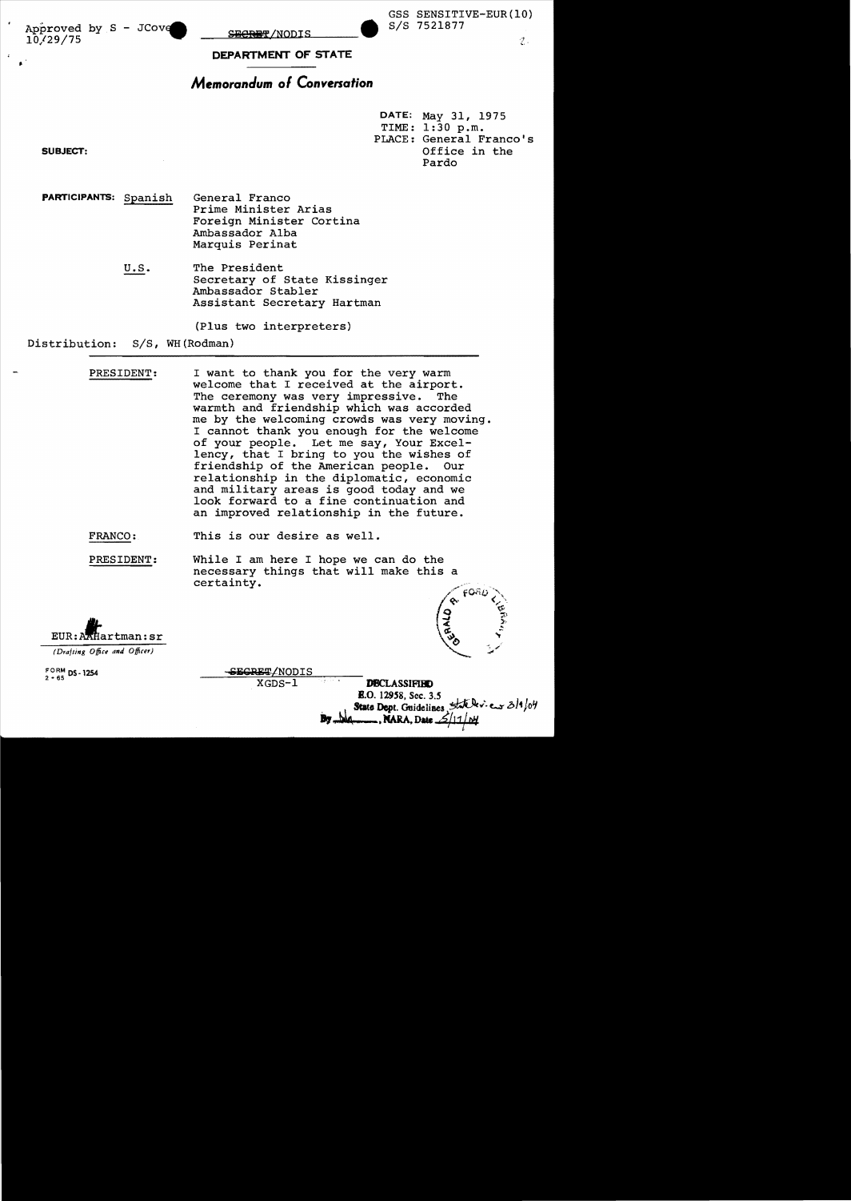Approved by S - JCove
10/29/75

~~SECRET~~/NODIS

GSS SENSITIVE-EUR(10)
S/S 7521877

**DEPARTMENT OF STATE**

# *Memorandum of Conversation*

DATE: May 31, 1975
TIME: 1:30 p.m.
PLACE: General Franco's Office in the Pardo

**SUBJECT:**

**PARTICIPANTS:** Spanish

General Franco
Prime Minister Arias
Foreign Minister Cortina
Ambassador Alba
Marquis Perinat

U.S.

The President
Secretary of State Kissinger
Ambassador Stabler
Assistant Secretary Hartman

(Plus two interpreters)

Distribution: S/S, WH(Rodman)

PRESIDENT: I want to thank you for the very warm welcome that I received at the airport. The ceremony was very impressive. The warmth and friendship which was accorded me by the welcoming crowds was very moving. I cannot thank you enough for the welcome of your people. Let me say, Your Excellency, that I bring to you the wishes of friendship of the American people. Our relationship in the diplomatic, economic and military areas is good today and we look forward to a fine continuation and an improved relationship in the future.

FRANCO: This is our desire as well.

PRESIDENT: While I am here I hope we can do the necessary things that will make this a certainty.

EUR:AAHartman:sr
*(Drafting Office and Officer)*

FORM DS-1254
2-65

~~SECRET~~/NODIS
XGDS-1

**DECLASSIFIED**
E.O. 12958, Sec. 3.5
State Dept. Guidelines, State Rev. 3/9/04
By , NARA, Date 5/11/04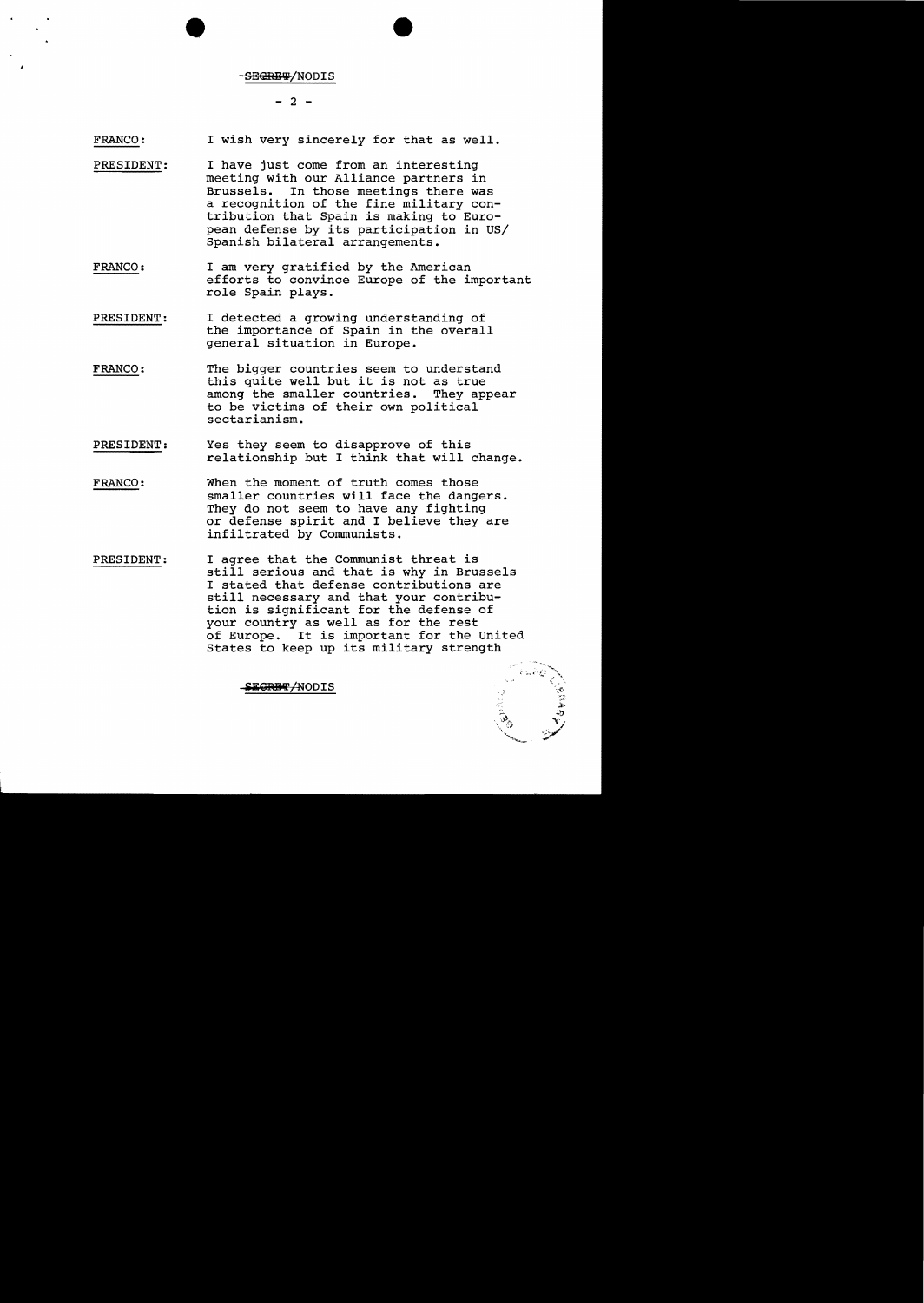SECRET/NODIS

FRANCO: I wish very sincerely for that as well.

PRESIDENT: I have just come from an interesting meeting with our Alliance partners in Brussels. In those meetings there was a recognition of the fine military contribution that Spain is making to European defense by its participation in US/Spanish bilateral arrangements.

FRANCO: I am very gratified by the American efforts to convince Europe of the important role Spain plays.

PRESIDENT: I detected a growing understanding of the importance of Spain in the overall general situation in Europe.

FRANCO: The bigger countries seem to understand this quite well but it is not as true among the smaller countries. They appear to be victims of their own political sectarianism.

PRESIDENT: Yes they seem to disapprove of this relationship but I think that will change.

FRANCO: When the moment of truth comes those smaller countries will face the dangers. They do not seem to have any fighting or defense spirit and I believe they are infiltrated by Communists.

PRESIDENT: I agree that the Communist threat is still serious and that is why in Brussels I stated that defense contributions are still necessary and that your contribution is significant for the defense of your country as well as for the rest of Europe. It is important for the United States to keep up its military strength

SECRET/NODIS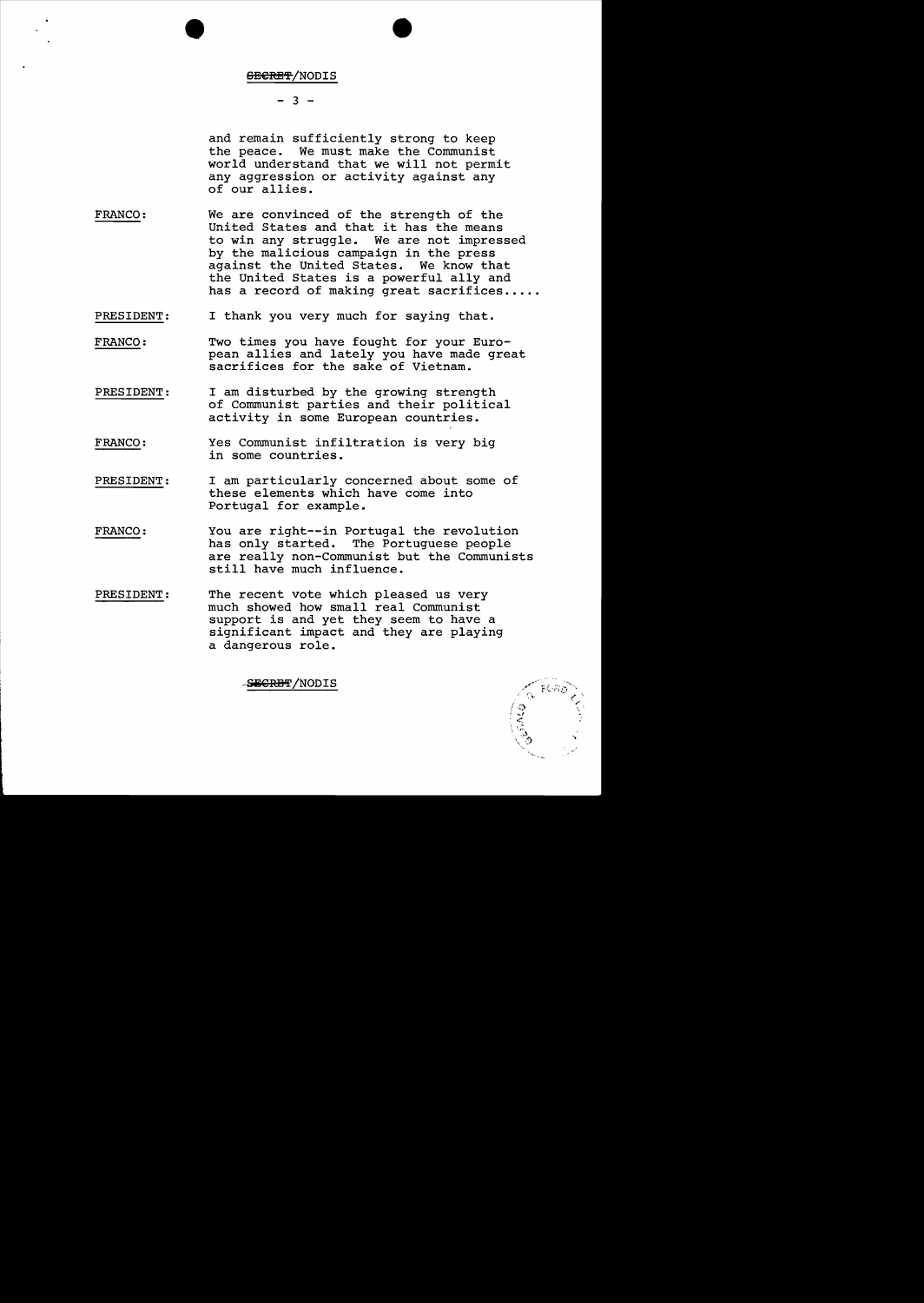and remain sufficiently strong to keep the peace. We must make the Communist world understand that we will not permit any aggression or activity against any of our allies.

**FRANCO:** We are convinced of the strength of the United States and that it has the means to win any struggle. We are not impressed by the malicious campaign in the press against the United States. We know that the United States is a powerful ally and has a record of making great sacrifices.....

**PRESIDENT:** I thank you very much for saying that.

**FRANCO:** Two times you have fought for your European allies and lately you have made great sacrifices for the sake of Vietnam.

**PRESIDENT:** I am disturbed by the growing strength of Communist parties and their political activity in some European countries.

**FRANCO:** Yes Communist infiltration is very big in some countries.

**PRESIDENT:** I am particularly concerned about some of these elements which have come into Portugal for example.

**FRANCO:** You are right--in Portugal the revolution has only started. The Portuguese people are really non-Communist but the Communists still have much influence.

**PRESIDENT:** The recent vote which pleased us very much showed how small real Communist support is and yet they seem to have a significant impact and they are playing a dangerous role.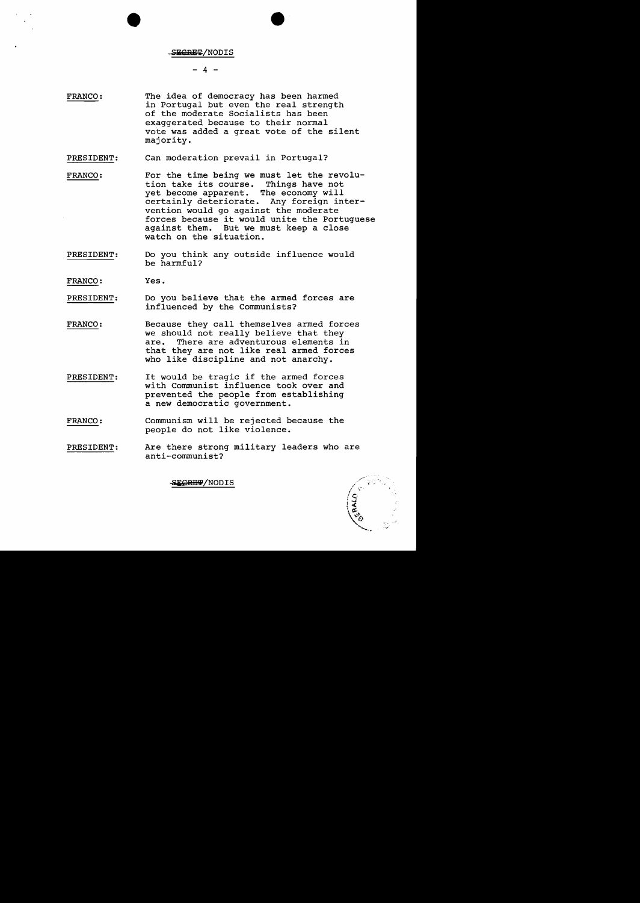FRANCO: The idea of democracy has been harmed in Portugal but even the real strength of the moderate Socialists has been exaggerated because to their normal vote was added a great vote of the silent majority.

PRESIDENT: Can moderation prevail in Portugal?

FRANCO: For the time being we must let the revolution take its course. Things have not yet become apparent. The economy will certainly deteriorate. Any foreign intervention would go against the moderate forces because it would unite the Portuguese against them. But we must keep a close watch on the situation.

PRESIDENT: Do you think any outside influence would be harmful?

FRANCO: Yes.

PRESIDENT: Do you believe that the armed forces are influenced by the Communists?

FRANCO: Because they call themselves armed forces we should not really believe that they are. There are adventurous elements in that they are not like real armed forces who like discipline and not anarchy.

PRESIDENT: It would be tragic if the armed forces with Communist influence took over and prevented the people from establishing a new democratic government.

FRANCO: Communism will be rejected because the people do not like violence.

PRESIDENT: Are there strong military leaders who are anti-communist?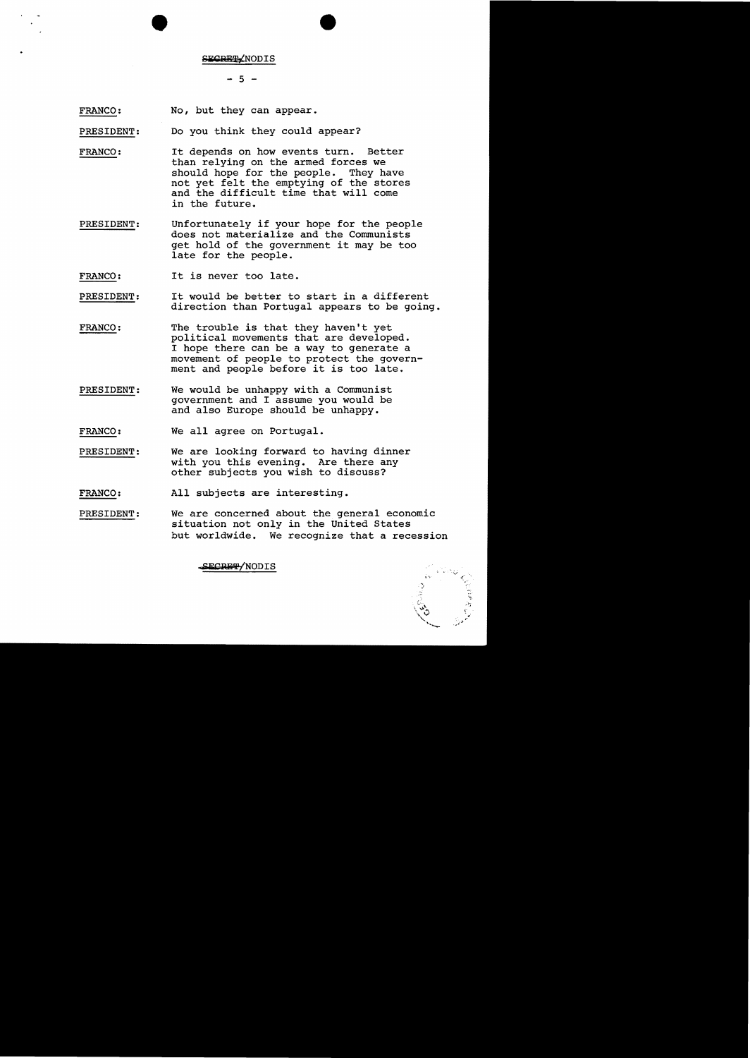SECRET/NODIS

FRANCO: No, but they can appear.

PRESIDENT: Do you think they could appear?

FRANCO: It depends on how events turn. Better than relying on the armed forces we should hope for the people. They have not yet felt the emptying of the stores and the difficult time that will come in the future.

PRESIDENT: Unfortunately if your hope for the people does not materialize and the Communists get hold of the government it may be too late for the people.

FRANCO: It is never too late.

PRESIDENT: It would be better to start in a different direction than Portugal appears to be going.

FRANCO: The trouble is that they haven't yet political movements that are developed. I hope there can be a way to generate a movement of people to protect the government and people before it is too late.

PRESIDENT: We would be unhappy with a Communist government and I assume you would be and also Europe should be unhappy.

FRANCO: We all agree on Portugal.

PRESIDENT: We are looking forward to having dinner with you this evening. Are there any other subjects you wish to discuss?

FRANCO: All subjects are interesting.

PRESIDENT: We are concerned about the general economic situation not only in the United States but worldwide. We recognize that a recession

SECRET/NODIS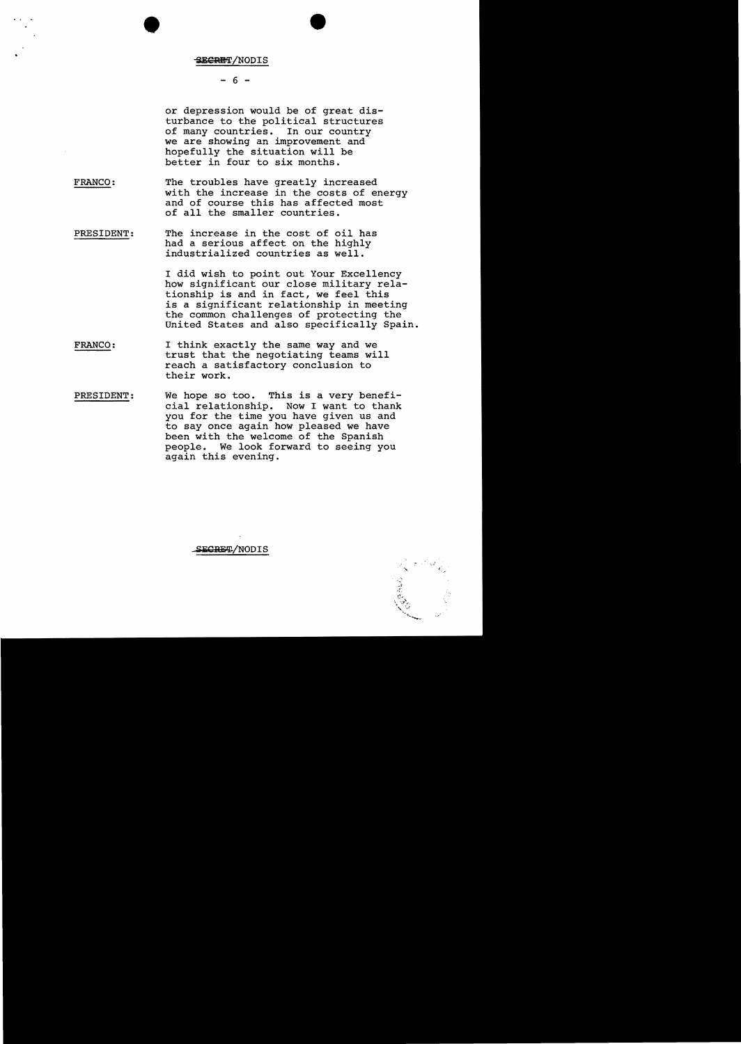or depression would be of great disturbance to the political structures of many countries. In our country we are showing an improvement and hopefully the situation will be better in four to six months.

FRANCO: The troubles have greatly increased with the increase in the costs of energy and of course this has affected most of all the smaller countries.

PRESIDENT: The increase in the cost of oil has had a serious affect on the highly industrialized countries as well.

I did wish to point out Your Excellency how significant our close military relationship is and in fact, we feel this is a significant relationship in meeting the common challenges of protecting the United States and also specifically Spain.

FRANCO: I think exactly the same way and we trust that the negotiating teams will reach a satisfactory conclusion to their work.

PRESIDENT: We hope so too. This is a very beneficial relationship. Now I want to thank you for the time you have given us and to say once again how pleased we have been with the welcome of the Spanish people. We look forward to seeing you again this evening.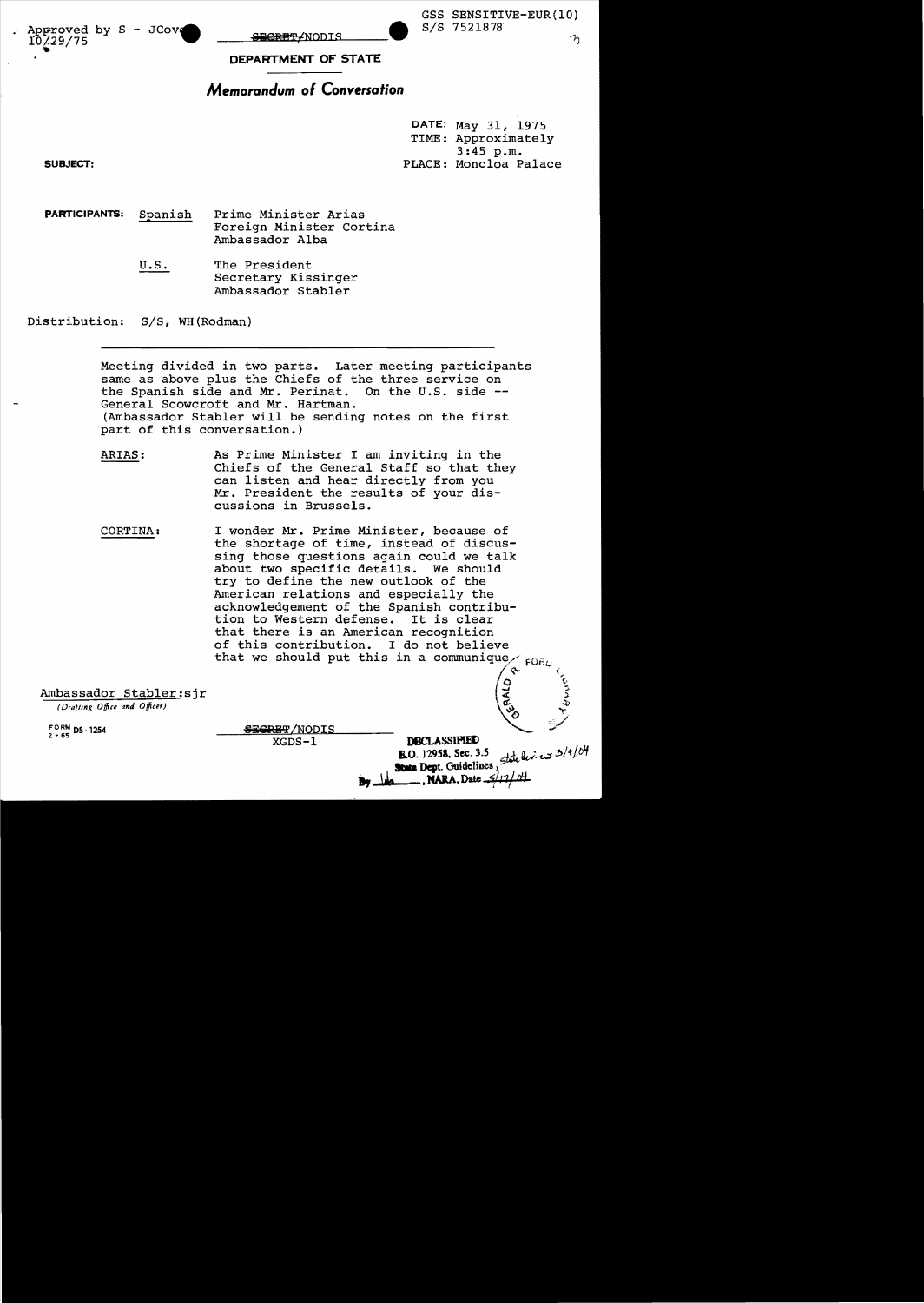Approved by S - JCove
10/29/75

~~SECRET~~/NODIS

GSS SENSITIVE-EUR(10)
S/S 7521878

**DEPARTMENT OF STATE**

## *Memorandum of Conversation*

DATE: May 31, 1975
TIME: Approximately 3:45 p.m.
PLACE: Moncloa Palace

**SUBJECT:**

**PARTICIPANTS:** Spanish
Prime Minister Arias
Foreign Minister Cortina
Ambassador Alba

U.S.
The President
Secretary Kissinger
Ambassador Stabler

Distribution: S/S, WH(Rodman)

---

Meeting divided in two parts. Later meeting participants same as above plus the Chiefs of the three service on the Spanish side and Mr. Perinat. On the U.S. side -- General Scowcroft and Mr. Hartman. (Ambassador Stabler will be sending notes on the first part of this conversation.)

ARIAS: As Prime Minister I am inviting in the Chiefs of the General Staff so that they can listen and hear directly from you Mr. President the results of your discussions in Brussels.

CORTINA: I wonder Mr. Prime Minister, because of the shortage of time, instead of discussing those questions again could we talk about two specific details. We should try to define the new outlook of the American relations and especially the acknowledgement of the Spanish contribution to Western defense. It is clear that there is an American recognition of this contribution. I do not believe that we should put this in a communique,

Ambassador Stabler:sjr
*(Drafting Office and Officer)*

FORM DS-1254
2-65

~~SECRET~~/NODIS
XGDS-1

DECLASSIFIED
E.O. 12958, Sec. 3.5
State Dept. Guidelines, State Rev. 3/4/04
By ___, NARA, Date 5/17/04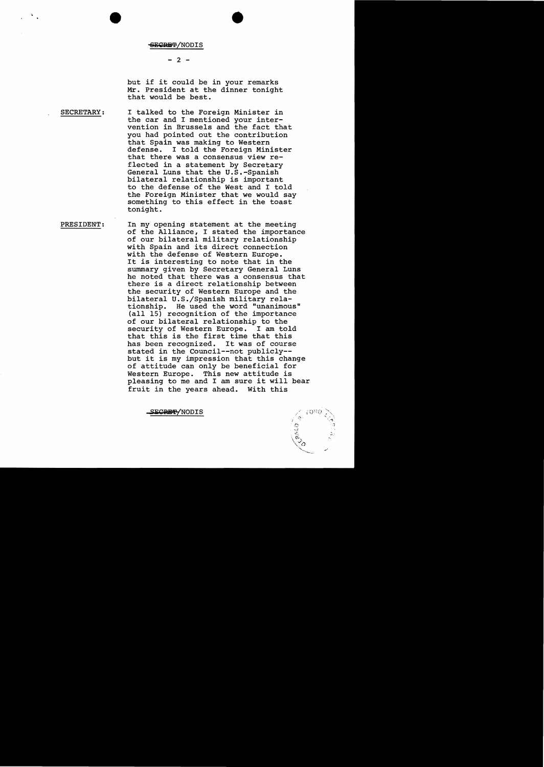but if it could be in your remarks Mr. President at the dinner tonight that would be best.

SECRETARY: I talked to the Foreign Minister in the car and I mentioned your intervention in Brussels and the fact that you had pointed out the contribution that Spain was making to Western defense. I told the Foreign Minister that there was a consensus view reflected in a statement by Secretary General Luns that the U.S.-Spanish bilateral relationship is important to the defense of the West and I told the Foreign Minister that we would say something to this effect in the toast tonight.

PRESIDENT: In my opening statement at the meeting of the Alliance, I stated the importance of our bilateral military relationship with Spain and its direct connection with the defense of Western Europe. It is interesting to note that in the summary given by Secretary General Luns he noted that there was a consensus that there is a direct relationship between the security of Western Europe and the bilateral U.S./Spanish military relationship. He used the word "unanimous" (all 15) recognition of the importance of our bilateral relationship to the security of Western Europe. I am told that this is the first time that this has been recognized. It was of course stated in the Council--not publicly--but it is my impression that this change of attitude can only be beneficial for Western Europe. This new attitude is pleasing to me and I am sure it will bear fruit in the years ahead. With this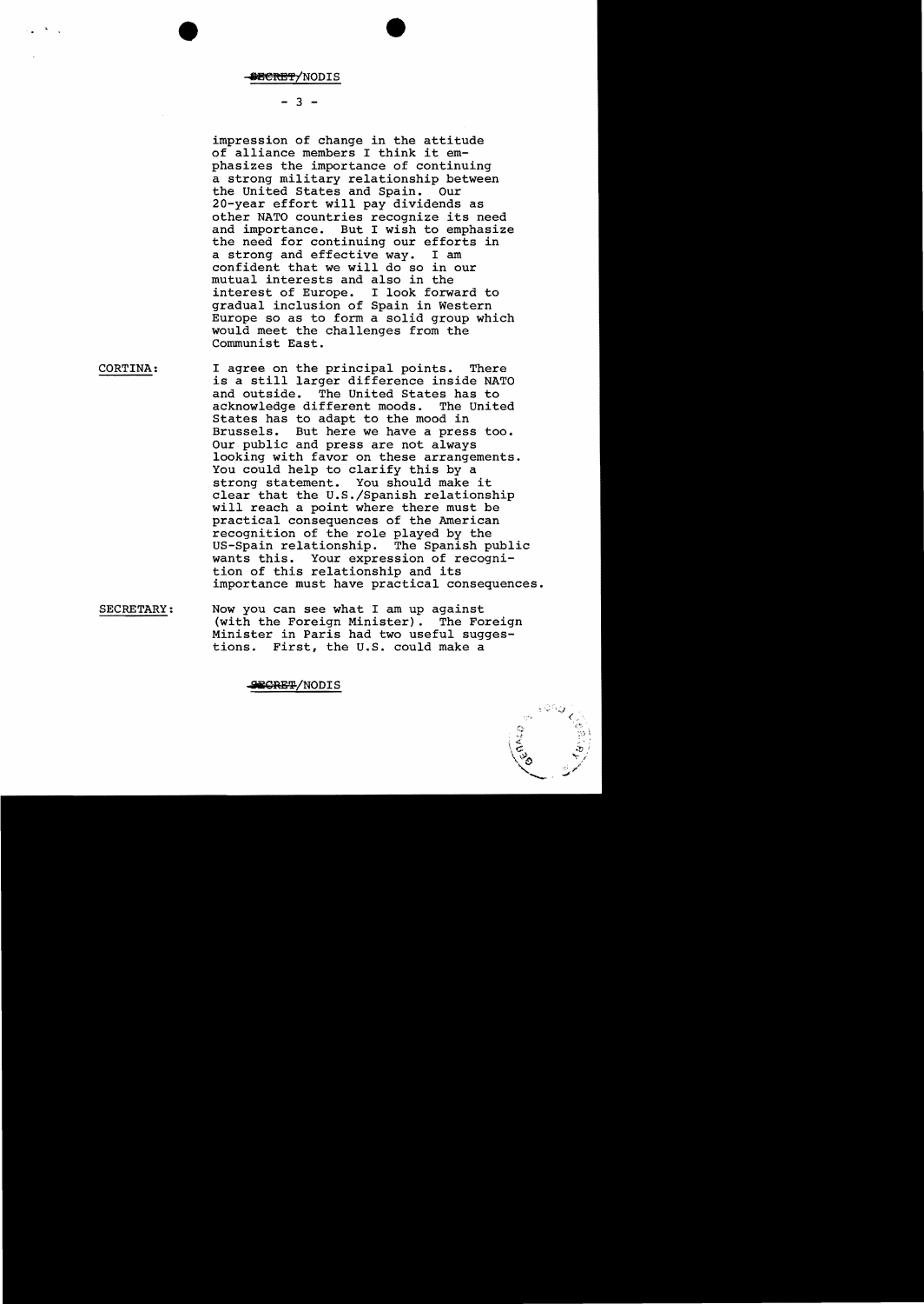impression of change in the attitude of alliance members I think it emphasizes the importance of continuing a strong military relationship between the United States and Spain. Our 20-year effort will pay dividends as other NATO countries recognize its need and importance. But I wish to emphasize the need for continuing our efforts in a strong and effective way. I am confident that we will do so in our mutual interests and also in the interest of Europe. I look forward to gradual inclusion of Spain in Western Europe so as to form a solid group which would meet the challenges from the Communist East.

CORTINA: I agree on the principal points. There is a still larger difference inside NATO and outside. The United States has to acknowledge different moods. The United States has to adapt to the mood in Brussels. But here we have a press too. Our public and press are not always looking with favor on these arrangements. You could help to clarify this by a strong statement. You should make it clear that the U.S./Spanish relationship will reach a point where there must be practical consequences of the American recognition of the role played by the US-Spain relationship. The Spanish public wants this. Your expression of recognition of this relationship and its importance must have practical consequences.

SECRETARY: Now you can see what I am up against (with the Foreign Minister). The Foreign Minister in Paris had two useful suggestions. First, the U.S. could make a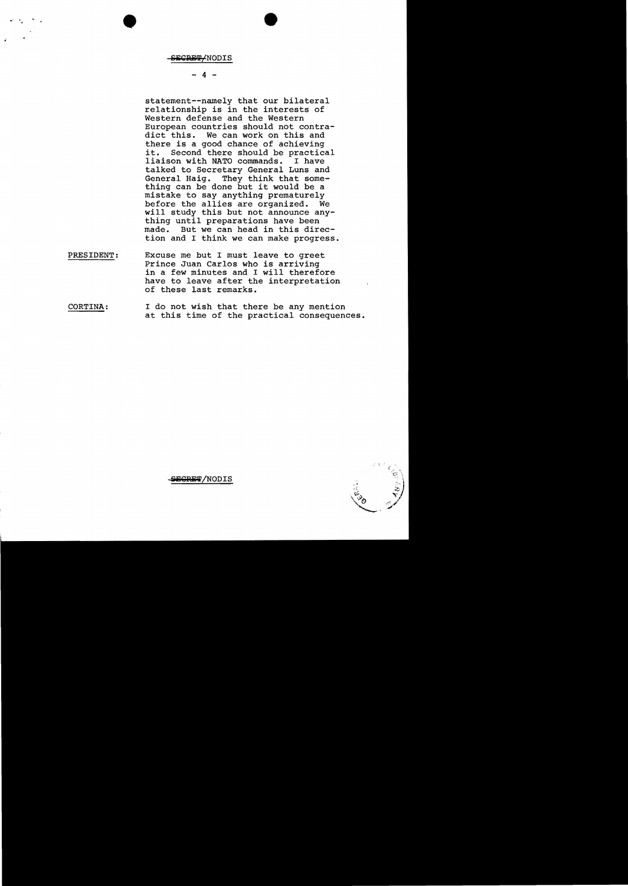statement--namely that our bilateral relationship is in the interests of Western defense and the Western European countries should not contradict this. We can work on this and there is a good chance of achieving it. Second there should be practical liaison with NATO commands. I have talked to Secretary General Luns and General Haig. They think that something can be done but it would be a mistake to say anything prematurely before the allies are organized. We will study this but not announce anything until preparations have been made. But we can head in this direction and I think we can make progress.

PRESIDENT: Excuse me but I must leave to greet Prince Juan Carlos who is arriving in a few minutes and I will therefore have to leave after the interpretation of these last remarks.

CORTINA: I do not wish that there be any mention at this time of the practical consequences.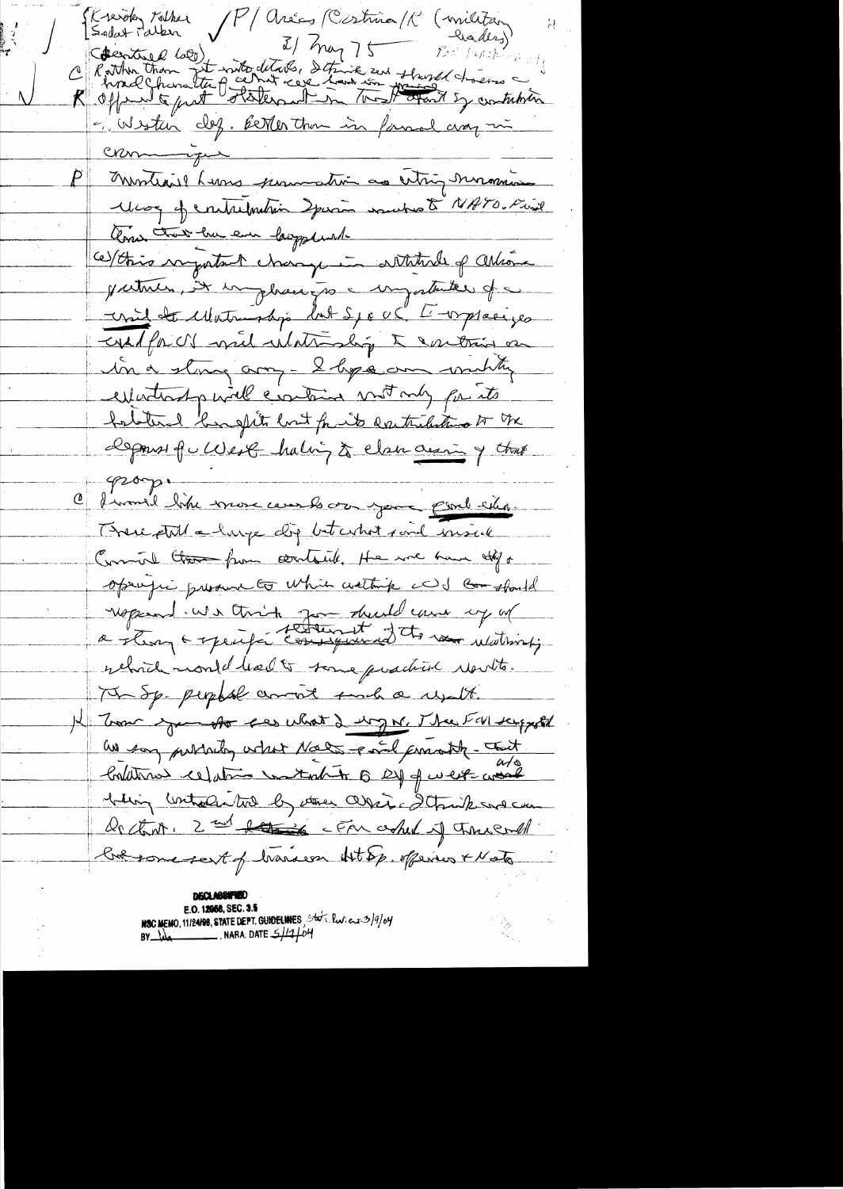[Kreisky talks / Sadat talks] ✓ P / Arias / Costina / K (military leaders)

21 May 75

(Scowcroft late)

C Rather than get into details, I think we should discuss a broad character of what case harm in Spain

K Offered to put statement in Trust that Sp contribution to Western def. Better than in formal way in communique.

P Ministerial Level summation as estimating ... way of contribution Spain makes to NATO. Final form that has been happened.

C/ this important change in attitude of Alliance partners, it emphasizes the importance of a ... relationship but Sp & US. It emphasizes need for US and relationship to continue on in a strong way. I hope our military relationship will continue not only for its bilateral benefits but for its contribution to the defense of the West having to clear desire of that group.

C I would like more words on your good idea. There still a large dif but what said inside Council than from outside. If we have the opposite pressure to white wetting we should respond. We think your should come up w/ a strong & specific statement of the ... relationship which would lead to some practical results. The Sp. people want such a result.

K Your memo to see what I say N. I have Evil suggested we say publicly what NATO said privately — that bilateral relations contribute to Def of west and also being contributed by other allies. I think we can do that. 2nd the ... FM asked if there could be some sort of liaison but Sp. officers & NATO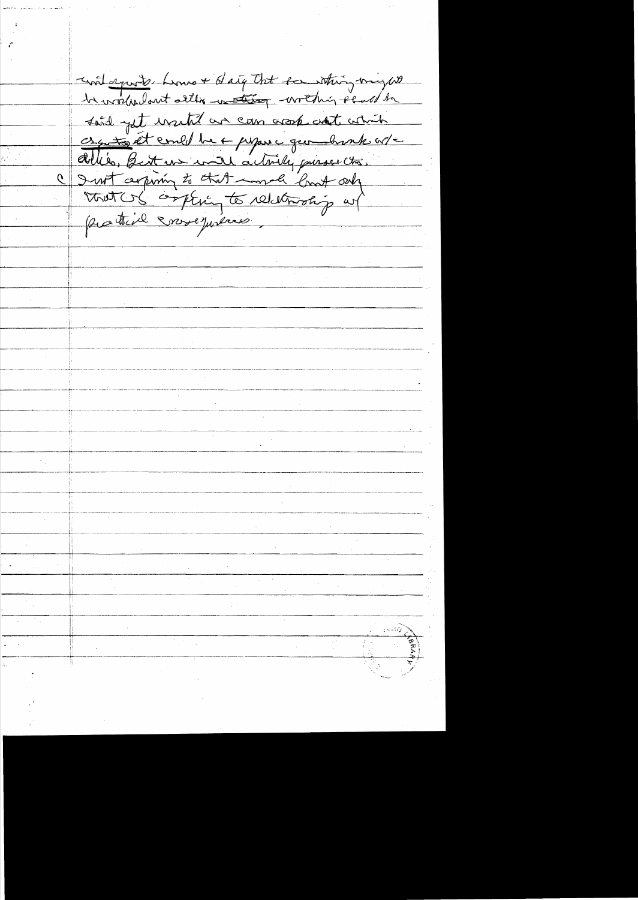and experts. Lower + Haig that something might be worked out altho nothing nothing should be said yet until we can work out which agreement could be + prepare groundwork w/ allies. But we will actively pursue this.

C I not aspiring to that much but only that US aspiring to relationship w/ practical consequences.